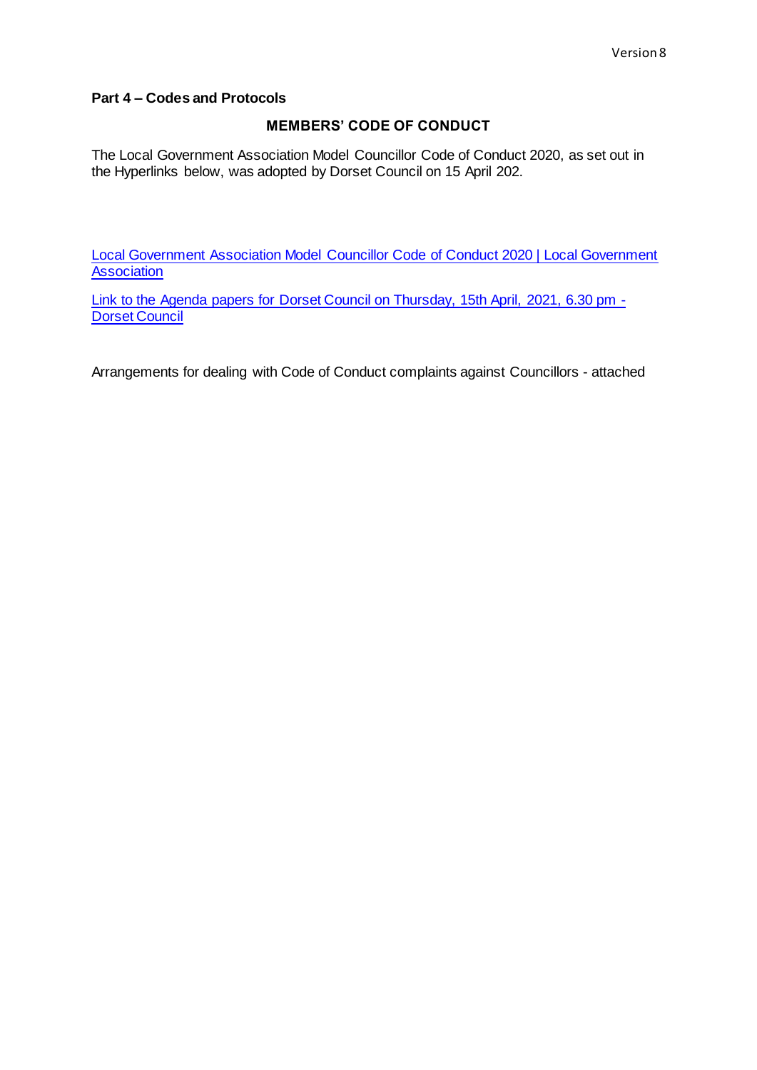**Part 4 – Codes and Protocols**

## MEMBERS' CODE OF CONDUCT

The Local Government Association Model Councillor Code of Conduct 2020, as set out in the Hyperlinks below, was adopted by Dorset Council on 15 April 202.

[Local Government Association Model Councillor Code of Conduct 2020 | Local Government Association]

[Link to the Agenda papers for Dorset Council on Thursday, 15th April, 2021, 6.30 pm - Dorset Council]

Arrangements for dealing with Code of Conduct complaints against Councillors - attached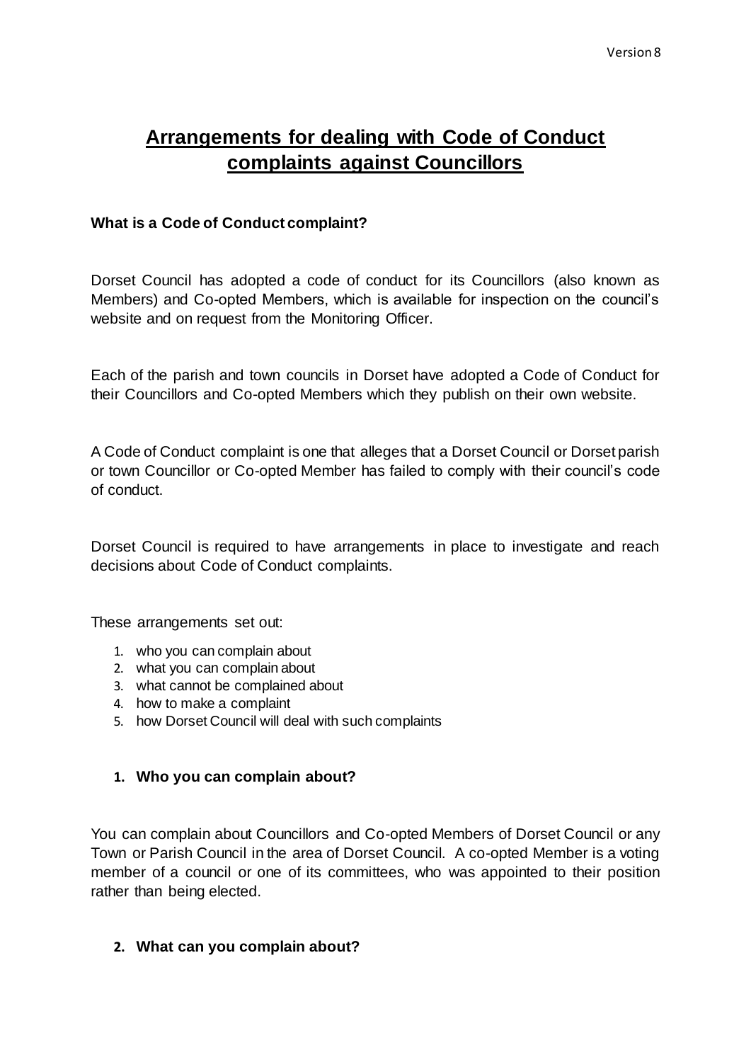# Arrangements for dealing with Code of Conduct complaints against Councillors

**What is a Code of Conduct complaint?**

Dorset Council has adopted a code of conduct for its Councillors (also known as Members) and Co-opted Members, which is available for inspection on the council's website and on request from the Monitoring Officer.

Each of the parish and town councils in Dorset have adopted a Code of Conduct for their Councillors and Co-opted Members which they publish on their own website.

A Code of Conduct complaint is one that alleges that a Dorset Council or Dorset parish or town Councillor or Co-opted Member has failed to comply with their council's code of conduct.

Dorset Council is required to have arrangements in place to investigate and reach decisions about Code of Conduct complaints.

These arrangements set out:

1. who you can complain about
2. what you can complain about
3. what cannot be complained about
4. how to make a complaint
5. how Dorset Council will deal with such complaints

### 1. Who you can complain about?

You can complain about Councillors and Co-opted Members of Dorset Council or any Town or Parish Council in the area of Dorset Council. A co-opted Member is a voting member of a council or one of its committees, who was appointed to their position rather than being elected.

### 2. What can you complain about?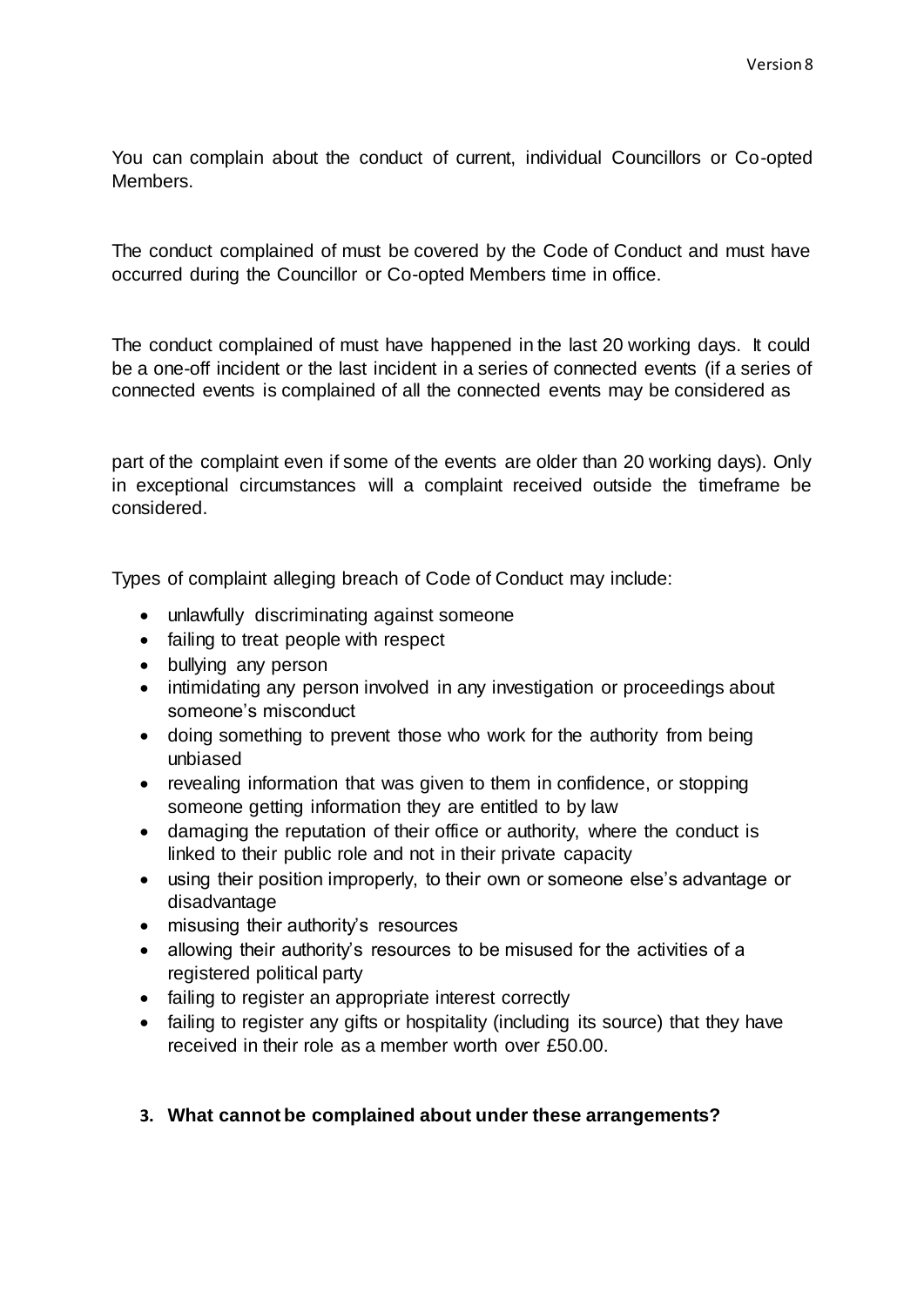You can complain about the conduct of current, individual Councillors or Co-opted Members.

The conduct complained of must be covered by the Code of Conduct and must have occurred during the Councillor or Co-opted Members time in office.

The conduct complained of must have happened in the last 20 working days. It could be a one-off incident or the last incident in a series of connected events (if a series of connected events is complained of all the connected events may be considered as part of the complaint even if some of the events are older than 20 working days). Only in exceptional circumstances will a complaint received outside the timeframe be considered.

Types of complaint alleging breach of Code of Conduct may include:

- unlawfully discriminating against someone
- failing to treat people with respect
- bullying any person
- intimidating any person involved in any investigation or proceedings about someone's misconduct
- doing something to prevent those who work for the authority from being unbiased
- revealing information that was given to them in confidence, or stopping someone getting information they are entitled to by law
- damaging the reputation of their office or authority, where the conduct is linked to their public role and not in their private capacity
- using their position improperly, to their own or someone else's advantage or disadvantage
- misusing their authority's resources
- allowing their authority's resources to be misused for the activities of a registered political party
- failing to register an appropriate interest correctly
- failing to register any gifts or hospitality (including its source) that they have received in their role as a member worth over £50.00.

## 3. What cannot be complained about under these arrangements?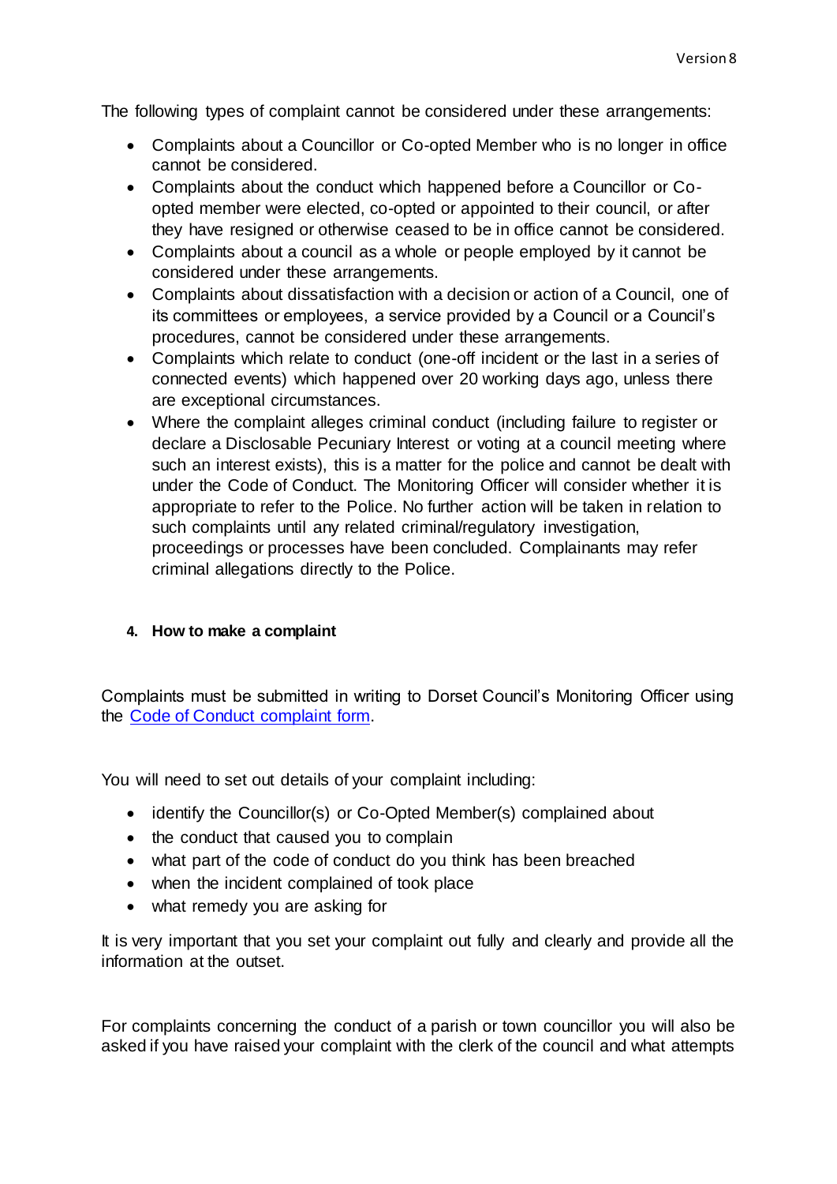The following types of complaint cannot be considered under these arrangements:

- Complaints about a Councillor or Co-opted Member who is no longer in office cannot be considered.
- Complaints about the conduct which happened before a Councillor or Co-opted member were elected, co-opted or appointed to their council, or after they have resigned or otherwise ceased to be in office cannot be considered.
- Complaints about a council as a whole or people employed by it cannot be considered under these arrangements.
- Complaints about dissatisfaction with a decision or action of a Council, one of its committees or employees, a service provided by a Council or a Council's procedures, cannot be considered under these arrangements.
- Complaints which relate to conduct (one-off incident or the last in a series of connected events) which happened over 20 working days ago, unless there are exceptional circumstances.
- Where the complaint alleges criminal conduct (including failure to register or declare a Disclosable Pecuniary Interest or voting at a council meeting where such an interest exists), this is a matter for the police and cannot be dealt with under the Code of Conduct. The Monitoring Officer will consider whether it is appropriate to refer to the Police. No further action will be taken in relation to such complaints until any related criminal/regulatory investigation, proceedings or processes have been concluded. Complainants may refer criminal allegations directly to the Police.

## 4. How to make a complaint

Complaints must be submitted in writing to Dorset Council's Monitoring Officer using the Code of Conduct complaint form.

You will need to set out details of your complaint including:

- identify the Councillor(s) or Co-Opted Member(s) complained about
- the conduct that caused you to complain
- what part of the code of conduct do you think has been breached
- when the incident complained of took place
- what remedy you are asking for

It is very important that you set your complaint out fully and clearly and provide all the information at the outset.

For complaints concerning the conduct of a parish or town councillor you will also be asked if you have raised your complaint with the clerk of the council and what attempts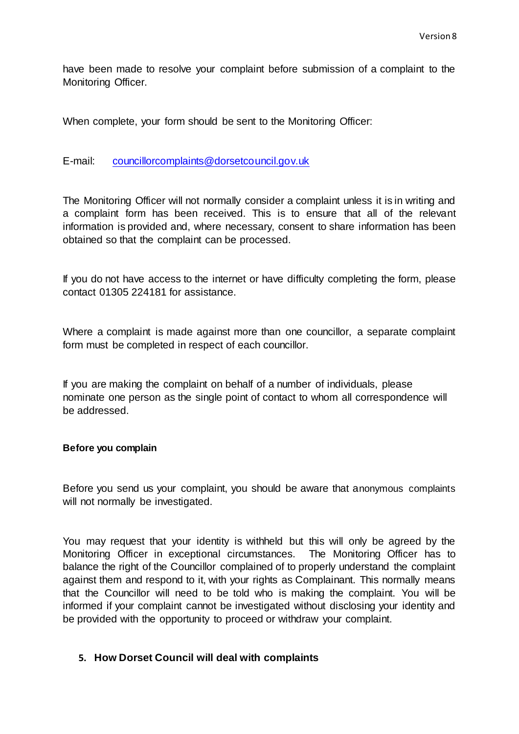have been made to resolve your complaint before submission of a complaint to the Monitoring Officer.

When complete, your form should be sent to the Monitoring Officer:

E-mail: councillorcomplaints@dorsetcouncil.gov.uk

The Monitoring Officer will not normally consider a complaint unless it is in writing and a complaint form has been received. This is to ensure that all of the relevant information is provided and, where necessary, consent to share information has been obtained so that the complaint can be processed.

If you do not have access to the internet or have difficulty completing the form, please contact 01305 224181 for assistance.

Where a complaint is made against more than one councillor, a separate complaint form must be completed in respect of each councillor.

If you are making the complaint on behalf of a number of individuals, please nominate one person as the single point of contact to whom all correspondence will be addressed.

**Before you complain**

Before you send us your complaint, you should be aware that anonymous complaints will not normally be investigated.

You may request that your identity is withheld but this will only be agreed by the Monitoring Officer in exceptional circumstances. The Monitoring Officer has to balance the right of the Councillor complained of to properly understand the complaint against them and respond to it, with your rights as Complainant. This normally means that the Councillor will need to be told who is making the complaint. You will be informed if your complaint cannot be investigated without disclosing your identity and be provided with the opportunity to proceed or withdraw your complaint.

## 5. How Dorset Council will deal with complaints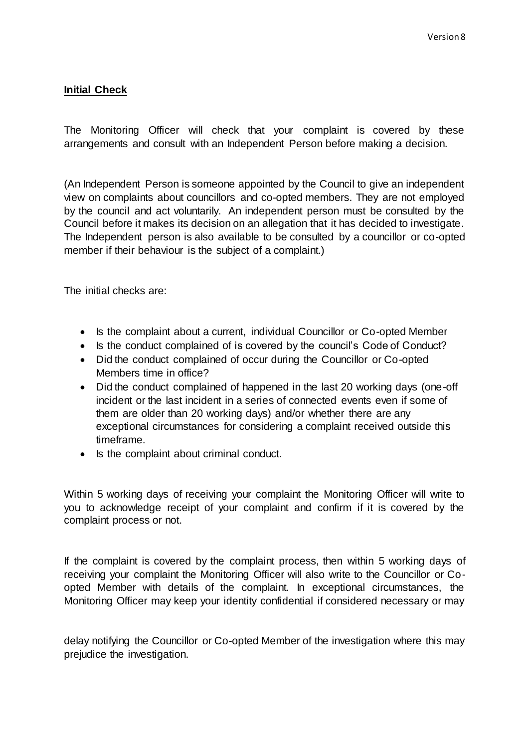**Initial Check**

The Monitoring Officer will check that your complaint is covered by these arrangements and consult with an Independent Person before making a decision.

(An Independent Person is someone appointed by the Council to give an independent view on complaints about councillors and co-opted members. They are not employed by the council and act voluntarily. An independent person must be consulted by the Council before it makes its decision on an allegation that it has decided to investigate. The Independent person is also available to be consulted by a councillor or co-opted member if their behaviour is the subject of a complaint.)

The initial checks are:

- Is the complaint about a current, individual Councillor or Co-opted Member
- Is the conduct complained of is covered by the council's Code of Conduct?
- Did the conduct complained of occur during the Councillor or Co-opted Members time in office?
- Did the conduct complained of happened in the last 20 working days (one-off incident or the last incident in a series of connected events even if some of them are older than 20 working days) and/or whether there are any exceptional circumstances for considering a complaint received outside this timeframe.
- Is the complaint about criminal conduct.

Within 5 working days of receiving your complaint the Monitoring Officer will write to you to acknowledge receipt of your complaint and confirm if it is covered by the complaint process or not.

If the complaint is covered by the complaint process, then within 5 working days of receiving your complaint the Monitoring Officer will also write to the Councillor or Co-opted Member with details of the complaint. In exceptional circumstances, the Monitoring Officer may keep your identity confidential if considered necessary or may delay notifying the Councillor or Co-opted Member of the investigation where this may prejudice the investigation.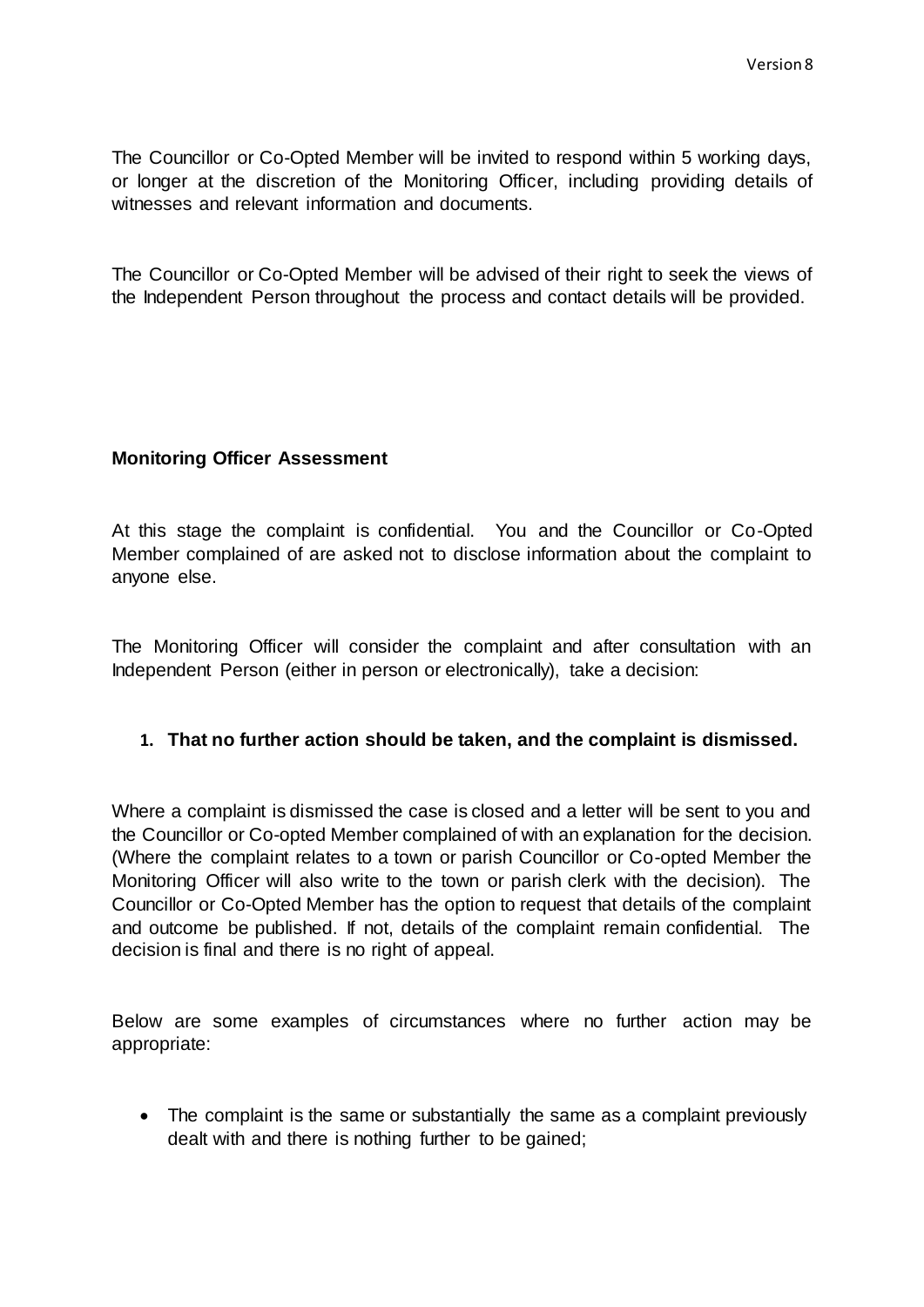The Councillor or Co-Opted Member will be invited to respond within 5 working days, or longer at the discretion of the Monitoring Officer, including providing details of witnesses and relevant information and documents.

The Councillor or Co-Opted Member will be advised of their right to seek the views of the Independent Person throughout the process and contact details will be provided.

**Monitoring Officer Assessment**

At this stage the complaint is confidential. You and the Councillor or Co-Opted Member complained of are asked not to disclose information about the complaint to anyone else.

The Monitoring Officer will consider the complaint and after consultation with an Independent Person (either in person or electronically), take a decision:

1. **That no further action should be taken, and the complaint is dismissed.**

Where a complaint is dismissed the case is closed and a letter will be sent to you and the Councillor or Co-opted Member complained of with an explanation for the decision. (Where the complaint relates to a town or parish Councillor or Co-opted Member the Monitoring Officer will also write to the town or parish clerk with the decision). The Councillor or Co-Opted Member has the option to request that details of the complaint and outcome be published. If not, details of the complaint remain confidential. The decision is final and there is no right of appeal.

Below are some examples of circumstances where no further action may be appropriate:

- The complaint is the same or substantially the same as a complaint previously dealt with and there is nothing further to be gained;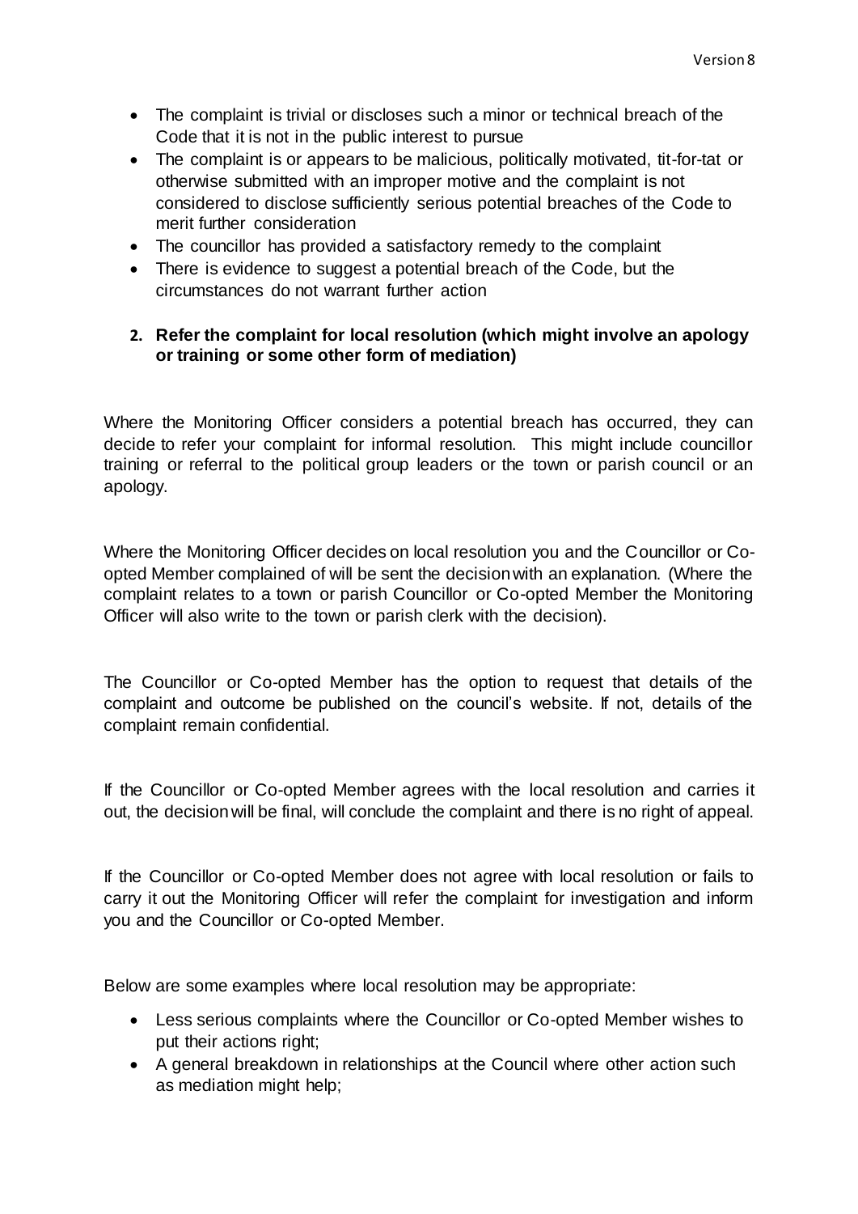- The complaint is trivial or discloses such a minor or technical breach of the Code that it is not in the public interest to pursue
- The complaint is or appears to be malicious, politically motivated, tit-for-tat or otherwise submitted with an improper motive and the complaint is not considered to disclose sufficiently serious potential breaches of the Code to merit further consideration
- The councillor has provided a satisfactory remedy to the complaint
- There is evidence to suggest a potential breach of the Code, but the circumstances do not warrant further action

**2. Refer the complaint for local resolution (which might involve an apology or training or some other form of mediation)**

Where the Monitoring Officer considers a potential breach has occurred, they can decide to refer your complaint for informal resolution. This might include councillor training or referral to the political group leaders or the town or parish council or an apology.

Where the Monitoring Officer decides on local resolution you and the Councillor or Co-opted Member complained of will be sent the decision with an explanation. (Where the complaint relates to a town or parish Councillor or Co-opted Member the Monitoring Officer will also write to the town or parish clerk with the decision).

The Councillor or Co-opted Member has the option to request that details of the complaint and outcome be published on the council's website. If not, details of the complaint remain confidential.

If the Councillor or Co-opted Member agrees with the local resolution and carries it out, the decision will be final, will conclude the complaint and there is no right of appeal.

If the Councillor or Co-opted Member does not agree with local resolution or fails to carry it out the Monitoring Officer will refer the complaint for investigation and inform you and the Councillor or Co-opted Member.

Below are some examples where local resolution may be appropriate:

- Less serious complaints where the Councillor or Co-opted Member wishes to put their actions right;
- A general breakdown in relationships at the Council where other action such as mediation might help;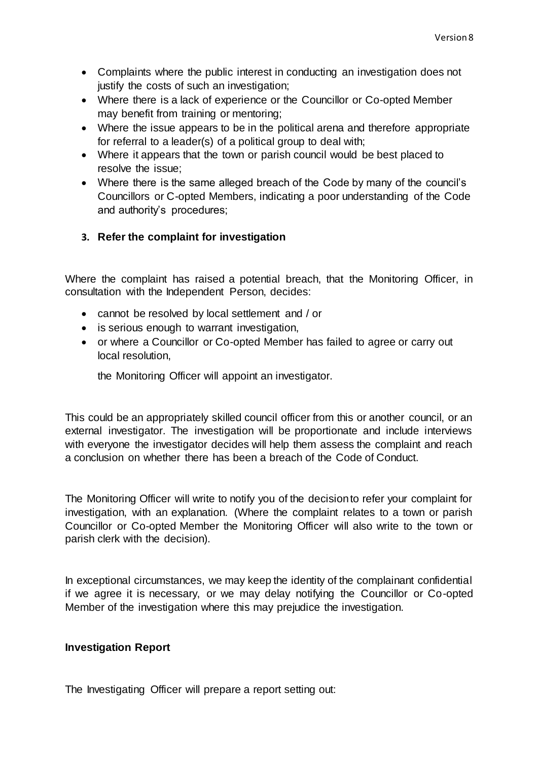- Complaints where the public interest in conducting an investigation does not justify the costs of such an investigation;
- Where there is a lack of experience or the Councillor or Co-opted Member may benefit from training or mentoring;
- Where the issue appears to be in the political arena and therefore appropriate for referral to a leader(s) of a political group to deal with;
- Where it appears that the town or parish council would be best placed to resolve the issue;
- Where there is the same alleged breach of the Code by many of the council's Councillors or C-opted Members, indicating a poor understanding of the Code and authority's procedures;

**3. Refer the complaint for investigation**

Where the complaint has raised a potential breach, that the Monitoring Officer, in consultation with the Independent Person, decides:

- cannot be resolved by local settlement and / or
- is serious enough to warrant investigation,
- or where a Councillor or Co-opted Member has failed to agree or carry out local resolution,

  the Monitoring Officer will appoint an investigator.

This could be an appropriately skilled council officer from this or another council, or an external investigator. The investigation will be proportionate and include interviews with everyone the investigator decides will help them assess the complaint and reach a conclusion on whether there has been a breach of the Code of Conduct.

The Monitoring Officer will write to notify you of the decision to refer your complaint for investigation, with an explanation. (Where the complaint relates to a town or parish Councillor or Co-opted Member the Monitoring Officer will also write to the town or parish clerk with the decision).

In exceptional circumstances, we may keep the identity of the complainant confidential if we agree it is necessary, or we may delay notifying the Councillor or Co-opted Member of the investigation where this may prejudice the investigation.

**Investigation Report**

The Investigating Officer will prepare a report setting out: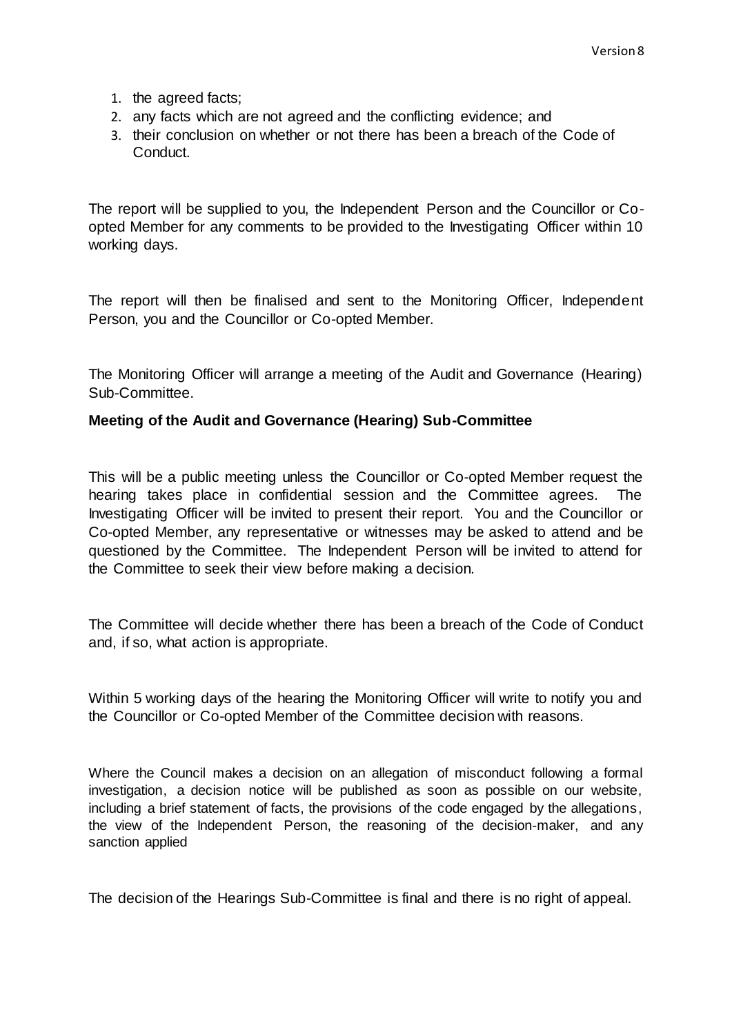1. the agreed facts;
2. any facts which are not agreed and the conflicting evidence; and
3. their conclusion on whether or not there has been a breach of the Code of Conduct.

The report will be supplied to you, the Independent Person and the Councillor or Co-opted Member for any comments to be provided to the Investigating Officer within 10 working days.

The report will then be finalised and sent to the Monitoring Officer, Independent Person, you and the Councillor or Co-opted Member.

The Monitoring Officer will arrange a meeting of the Audit and Governance (Hearing) Sub-Committee.

**Meeting of the Audit and Governance (Hearing) Sub-Committee**

This will be a public meeting unless the Councillor or Co-opted Member request the hearing takes place in confidential session and the Committee agrees. The Investigating Officer will be invited to present their report. You and the Councillor or Co-opted Member, any representative or witnesses may be asked to attend and be questioned by the Committee. The Independent Person will be invited to attend for the Committee to seek their view before making a decision.

The Committee will decide whether there has been a breach of the Code of Conduct and, if so, what action is appropriate.

Within 5 working days of the hearing the Monitoring Officer will write to notify you and the Councillor or Co-opted Member of the Committee decision with reasons.

Where the Council makes a decision on an allegation of misconduct following a formal investigation, a decision notice will be published as soon as possible on our website, including a brief statement of facts, the provisions of the code engaged by the allegations, the view of the Independent Person, the reasoning of the decision-maker, and any sanction applied

The decision of the Hearings Sub-Committee is final and there is no right of appeal.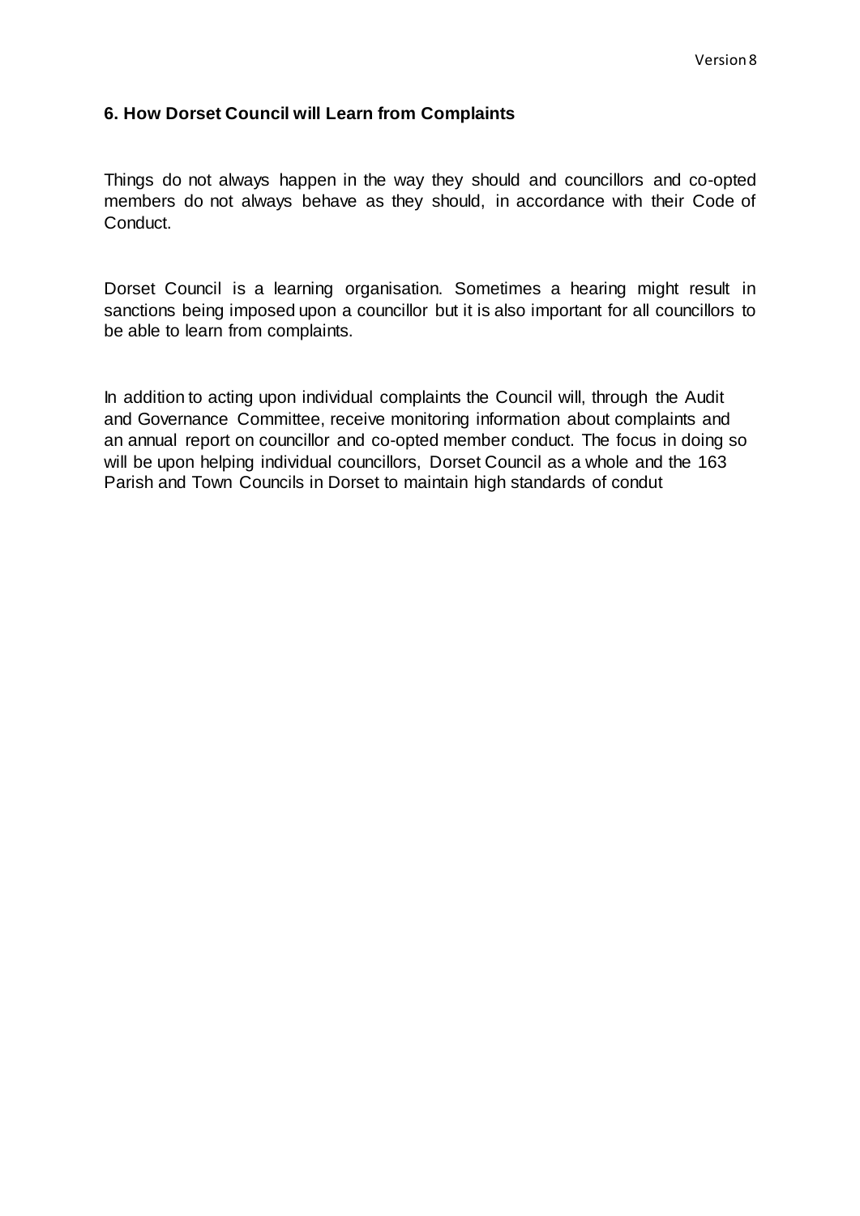## 6. How Dorset Council will Learn from Complaints

Things do not always happen in the way they should and councillors and co-opted members do not always behave as they should, in accordance with their Code of Conduct.

Dorset Council is a learning organisation. Sometimes a hearing might result in sanctions being imposed upon a councillor but it is also important for all councillors to be able to learn from complaints.

In addition to acting upon individual complaints the Council will, through the Audit and Governance Committee, receive monitoring information about complaints and an annual report on councillor and co-opted member conduct. The focus in doing so will be upon helping individual councillors, Dorset Council as a whole and the 163 Parish and Town Councils in Dorset to maintain high standards of condut